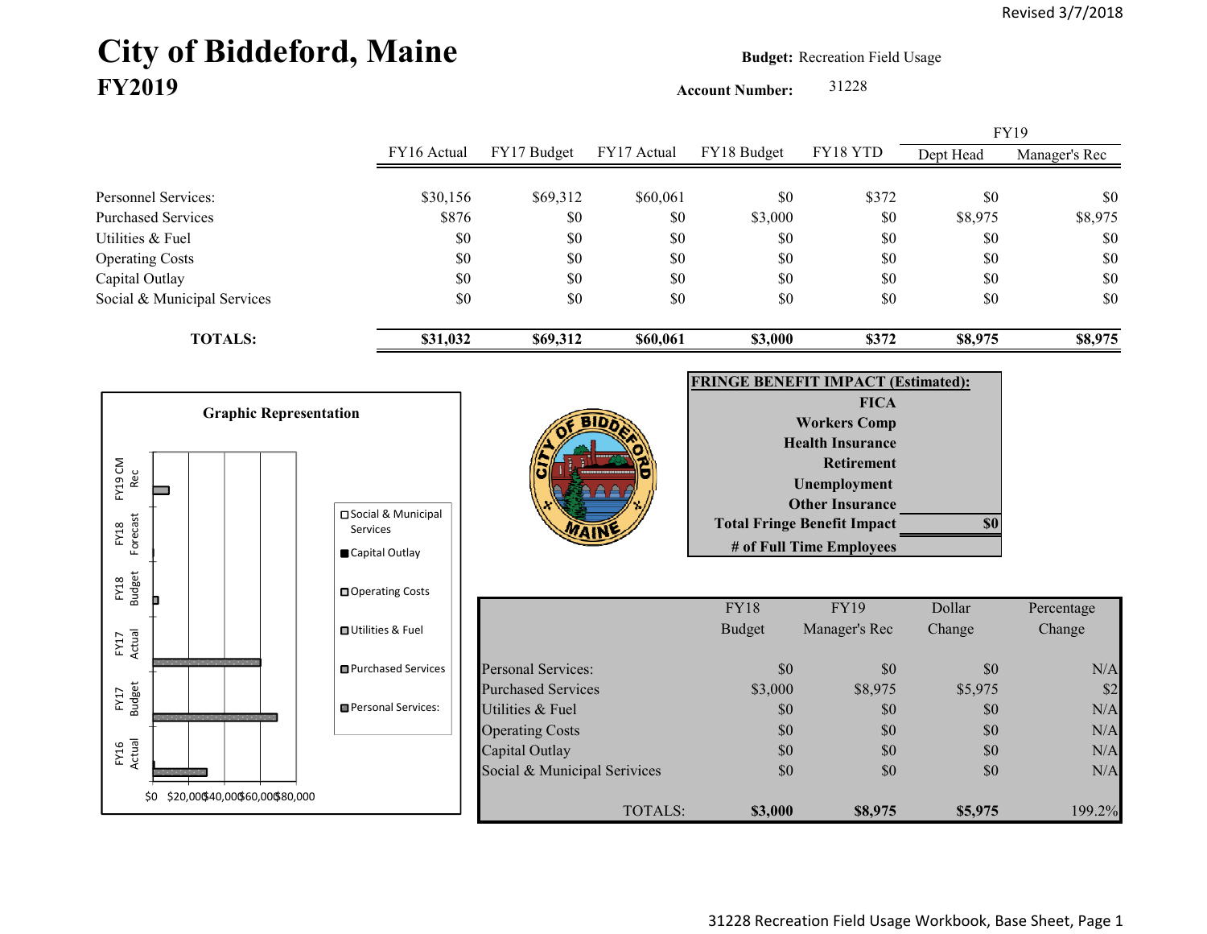Revised 3/7/2018

# City of Biddeford, Maine
## FY2019

**Budget:** Recreation Field Usage

**Account Number:** 31228

| | FY16 Actual | FY17 Budget | FY17 Actual | FY18 Budget | FY18 YTD | FY19 Dept Head | FY19 Manager's Rec |
|---|---|---|---|---|---|---|---|
| Personnel Services: | $30,156 | $69,312 | $60,061 | $0 | $372 | $0 | $0 |
| Purchased Services | $876 | $0 | $0 | $3,000 | $0 | $8,975 | $8,975 |
| Utilities & Fuel | $0 | $0 | $0 | $0 | $0 | $0 | $0 |
| Operating Costs | $0 | $0 | $0 | $0 | $0 | $0 | $0 |
| Capital Outlay | $0 | $0 | $0 | $0 | $0 | $0 | $0 |
| Social & Municipal Services | $0 | $0 | $0 | $0 | $0 | $0 | $0 |
| **TOTALS:** | **$31,032** | **$69,312** | **$60,061** | **$3,000** | **$372** | **$8,975** | **$8,975** |

**Graphic Representation**

(Chart: FY16 Actual, FY17 Budget, FY17 Actual, FY18 Budget, FY18 Forecast, FY19 CM Rec; axis $0 $20,000 $40,000 $60,000 $80,000; legend: Social & Municipal Services, Capital Outlay, Operating Costs, Utilities & Fuel, Purchased Services, Personal Services:)

**FRINGE BENEFIT IMPACT (Estimated):**

| | |
|---|---|
| FICA | |
| Workers Comp | |
| Health Insurance | |
| Retirement | |
| Unemployment | |
| Other Insurance | |
| Total Fringe Benefit Impact | $0 |
| # of Full Time Employees | |

| | FY18 Budget | FY19 Manager's Rec | Dollar Change | Percentage Change |
|---|---|---|---|---|
| Personal Services: | $0 | $0 | $0 | N/A |
| Purchased Services | $3,000 | $8,975 | $5,975 | $2 |
| Utilities & Fuel | $0 | $0 | $0 | N/A |
| Operating Costs | $0 | $0 | $0 | N/A |
| Capital Outlay | $0 | $0 | $0 | N/A |
| Social & Municipal Services | $0 | $0 | $0 | N/A |
| TOTALS: | **$3,000** | **$8,975** | **$5,975** | 199.2% |

31228 Recreation Field Usage Workbook, Base Sheet, Page 1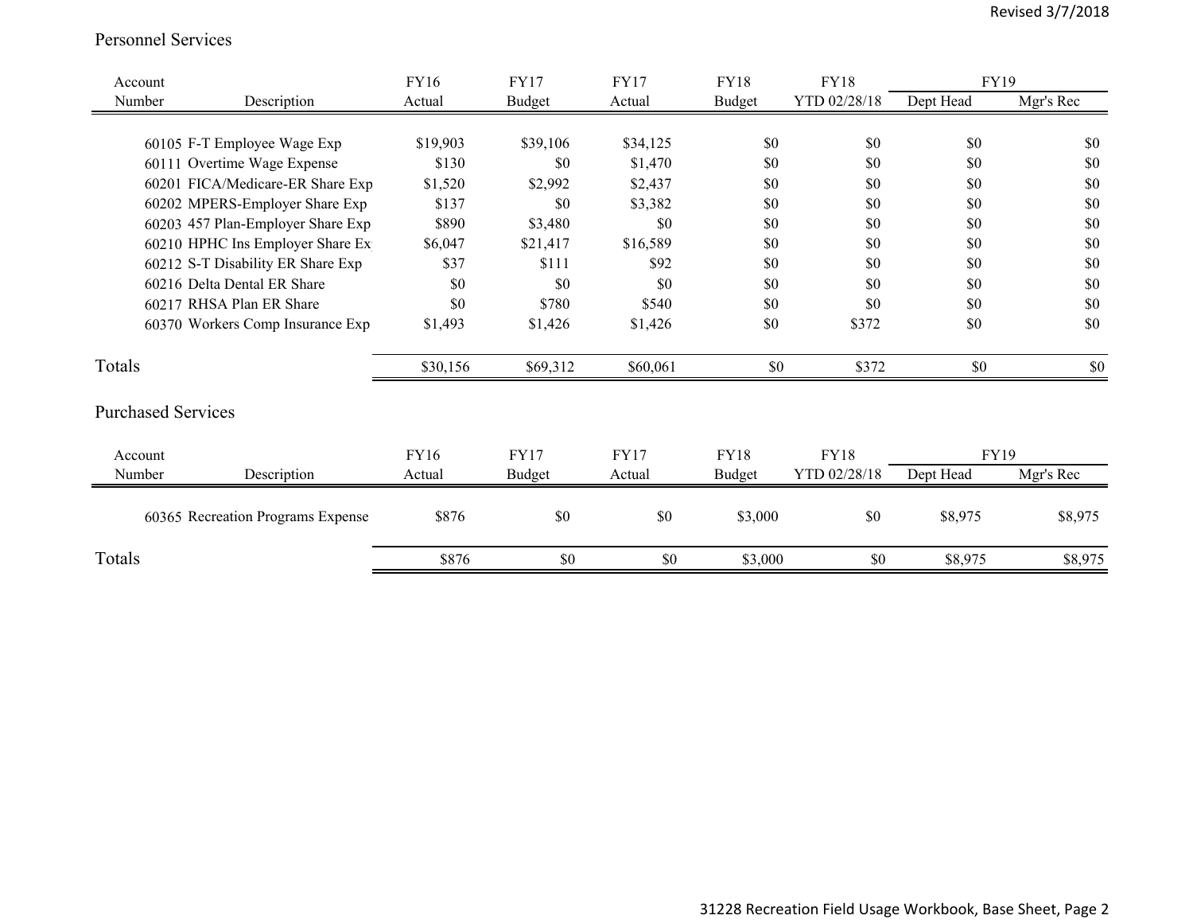## Personnel Services

| Account Number | Description | FY16 Actual | FY17 Budget | FY17 Actual | FY18 Budget | FY18 YTD 02/28/18 | FY19 Dept Head | FY19 Mgr's Rec |
|---|---|---|---|---|---|---|---|---|
| 60105 | F-T Employee Wage Exp | $19,903 | $39,106 | $34,125 | $0 | $0 | $0 | $0 |
| 60111 | Overtime Wage Expense | $130 | $0 | $1,470 | $0 | $0 | $0 | $0 |
| 60201 | FICA/Medicare-ER Share Exp | $1,520 | $2,992 | $2,437 | $0 | $0 | $0 | $0 |
| 60202 | MPERS-Employer Share Exp | $137 | $0 | $3,382 | $0 | $0 | $0 | $0 |
| 60203 | 457 Plan-Employer Share Exp | $890 | $3,480 | $0 | $0 | $0 | $0 | $0 |
| 60210 | HPHC Ins Employer Share Ex | $6,047 | $21,417 | $16,589 | $0 | $0 | $0 | $0 |
| 60212 | S-T Disability ER Share Exp | $37 | $111 | $92 | $0 | $0 | $0 | $0 |
| 60216 | Delta Dental ER Share | $0 | $0 | $0 | $0 | $0 | $0 | $0 |
| 60217 | RHSA Plan ER Share | $0 | $780 | $540 | $0 | $0 | $0 | $0 |
| 60370 | Workers Comp Insurance Exp | $1,493 | $1,426 | $1,426 | $0 | $372 | $0 | $0 |
| Totals | | $30,156 | $69,312 | $60,061 | $0 | $372 | $0 | $0 |

## Purchased Services

| Account Number | Description | FY16 Actual | FY17 Budget | FY17 Actual | FY18 Budget | FY18 YTD 02/28/18 | FY19 Dept Head | FY19 Mgr's Rec |
|---|---|---|---|---|---|---|---|---|
| 60365 | Recreation Programs Expense | $876 | $0 | $0 | $3,000 | $0 | $8,975 | $8,975 |
| Totals | | $876 | $0 | $0 | $3,000 | $0 | $8,975 | $8,975 |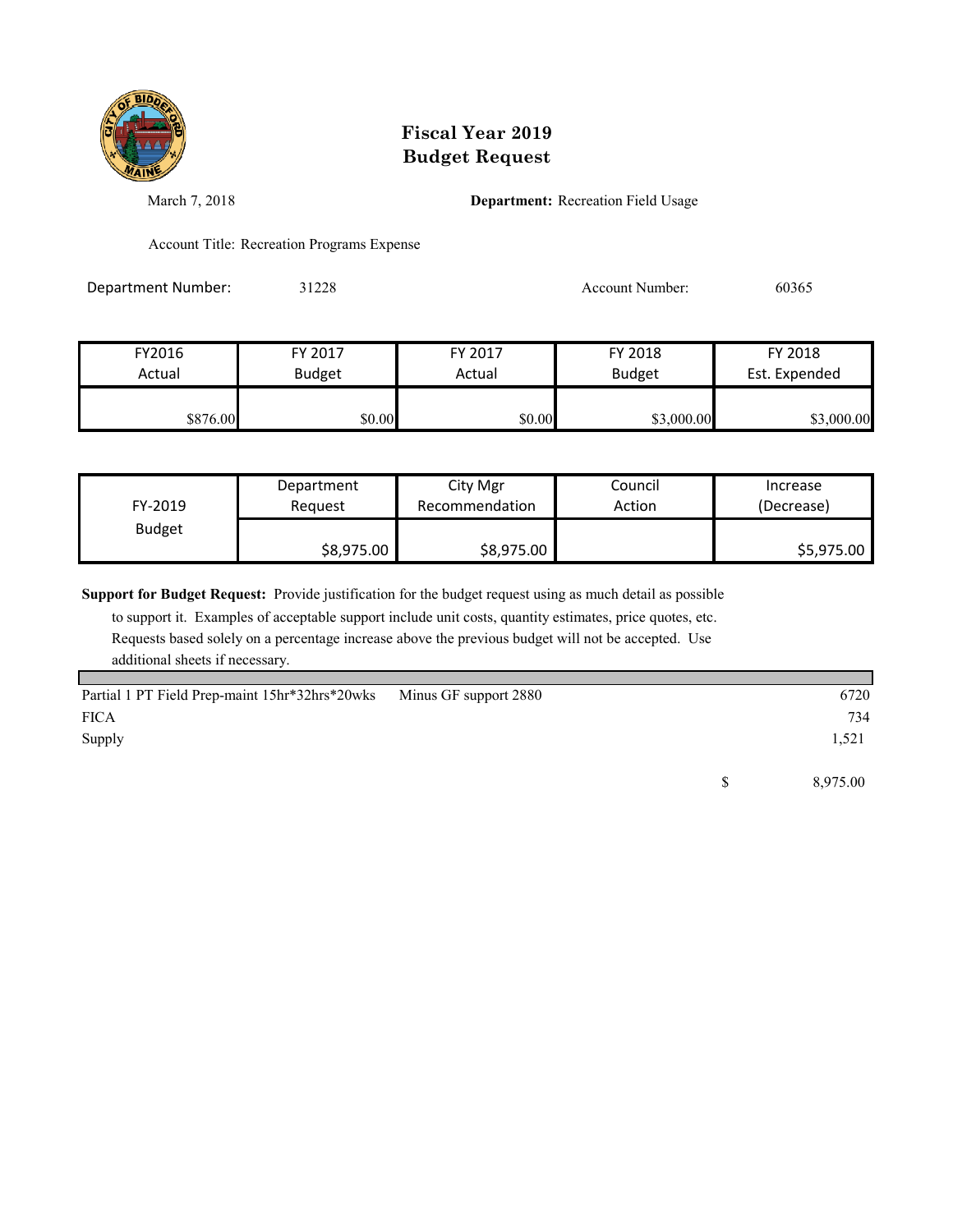# Fiscal Year 2019
# Budget Request

March 7, 2018

**Department:** Recreation Field Usage

Account Title: Recreation Programs Expense

Department Number: 31228

Account Number: 60365

| FY2016 Actual | FY 2017 Budget | FY 2017 Actual | FY 2018 Budget | FY 2018 Est. Expended |
|---|---|---|---|---|
| $876.00 | $0.00 | $0.00 | $3,000.00 | $3,000.00 |

| FY-2019 Budget | Department Request | City Mgr Recommendation | Council Action | Increase (Decrease) |
|---|---|---|---|---|
| | $8,975.00 | $8,975.00 | | $5,975.00 |

**Support for Budget Request:** Provide justification for the budget request using as much detail as possible to support it. Examples of acceptable support include unit costs, quantity estimates, price quotes, etc. Requests based solely on a percentage increase above the previous budget will not be accepted. Use additional sheets if necessary.

| | | |
|---|---|---|
| Partial 1 PT Field Prep-maint 15hr*32hrs*20wks | Minus GF support 2880 | 6720 |
| FICA | | 734 |
| Supply | | 1,521 |
| | | $ 8,975.00 |